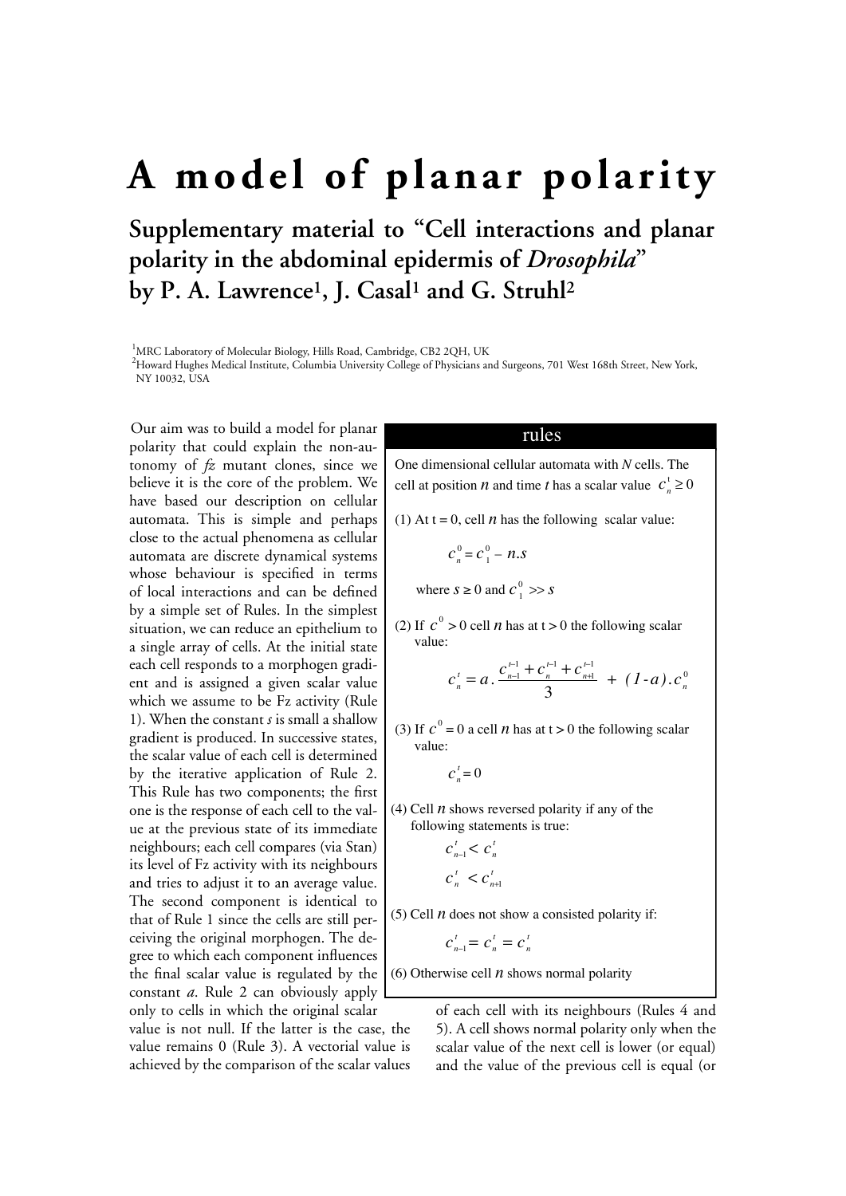# A model of planar polarity

## Supplementary material to "Cell interactions and planar polarity in the abdominal epidermis of *Drosophila*" by P. A. Lawrence[1], J. Casal[1] and G. Struhl[2]

[1]MRC Laboratory of Molecular Biology, Hills Road, Cambridge, CB2 2QH, UK
[2]Howard Hughes Medical Institute, Columbia University College of Physicians and Surgeons, 701 West 168th Street, New York, NY 10032, USA

Our aim was to build a model for planar polarity that could explain the non-autonomy of *fz* mutant clones, since we believe it is the core of the problem. We have based our description on cellular automata. This is simple and perhaps close to the actual phenomena as cellular automata are discrete dynamical systems whose behaviour is specified in terms of local interactions and can be defined by a simple set of Rules. In the simplest situation, we can reduce an epithelium to a single array of cells. At the initial state each cell responds to a morphogen gradient and is assigned a given scalar value which we assume to be Fz activity (Rule 1). When the constant *s* is small a shallow gradient is produced. In successive states, the scalar value of each cell is determined by the iterative application of Rule 2. This Rule has two components; the first one is the response of each cell to the value at the previous state of its immediate neighbours; each cell compares (via Stan) its level of Fz activity with its neighbours and tries to adjust it to an average value. The second component is identical to that of Rule 1 since the cells are still perceiving the original morphogen. The degree to which each component influences the final scalar value is regulated by the constant *a*. Rule 2 can obviously apply only to cells in which the original scalar value is not null. If the latter is the case, the value remains 0 (Rule 3). A vectorial value is achieved by the comparison of the scalar values of each cell with its neighbours (Rules 4 and 5). A cell shows normal polarity only when the scalar value of the next cell is lower (or equal) and the value of the previous cell is equal (or

---

**rules**

One dimensional cellular automata with *N* cells. The cell at position $n$ and time $t$ has a scalar value $c_n^t \geq 0$

(1) At t = 0, cell $n$ has the following scalar value:

$$c_n^0 = c_1^0 - n.s$$

where $s \geq 0$ and $c_1^0 >> s$

(2) If $c^0 > 0$ cell $n$ has at t > 0 the following scalar value:

$$c_n^t = a.\frac{c_{n-1}^{t-1} + c_n^{t-1} + c_{n+1}^{t-1}}{3} + (1\text{-}a).c_n^0$$

(3) If $c^0 = 0$ a cell $n$ has at t > 0 the following scalar value:

$$c_n^t = 0$$

(4) Cell $n$ shows reversed polarity if any of the following statements is true:

$$c_{n-1}^t < c_n^t$$

$$c_n^t < c_{n+1}^t$$

(5) Cell $n$ does not show a consisted polarity if:

$$c_{n-1}^t = c_n^t = c_n^t$$

(6) Otherwise cell $n$ shows normal polarity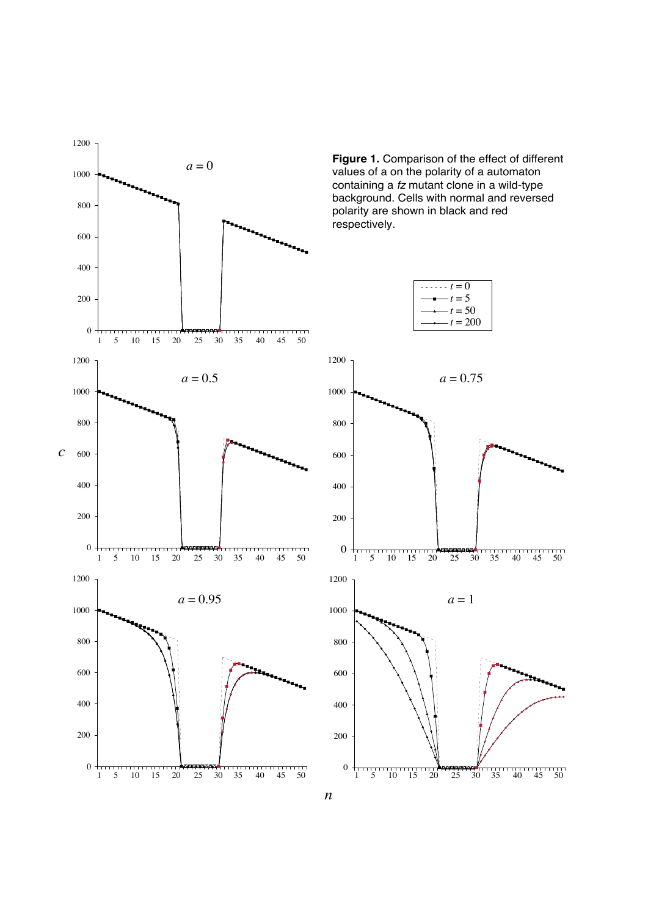**Figure 1.** Comparison of the effect of different values of a on the polarity of a automaton containing a *fz* mutant clone in a wild-type background. Cells with normal and reversed polarity are shown in black and red respectively.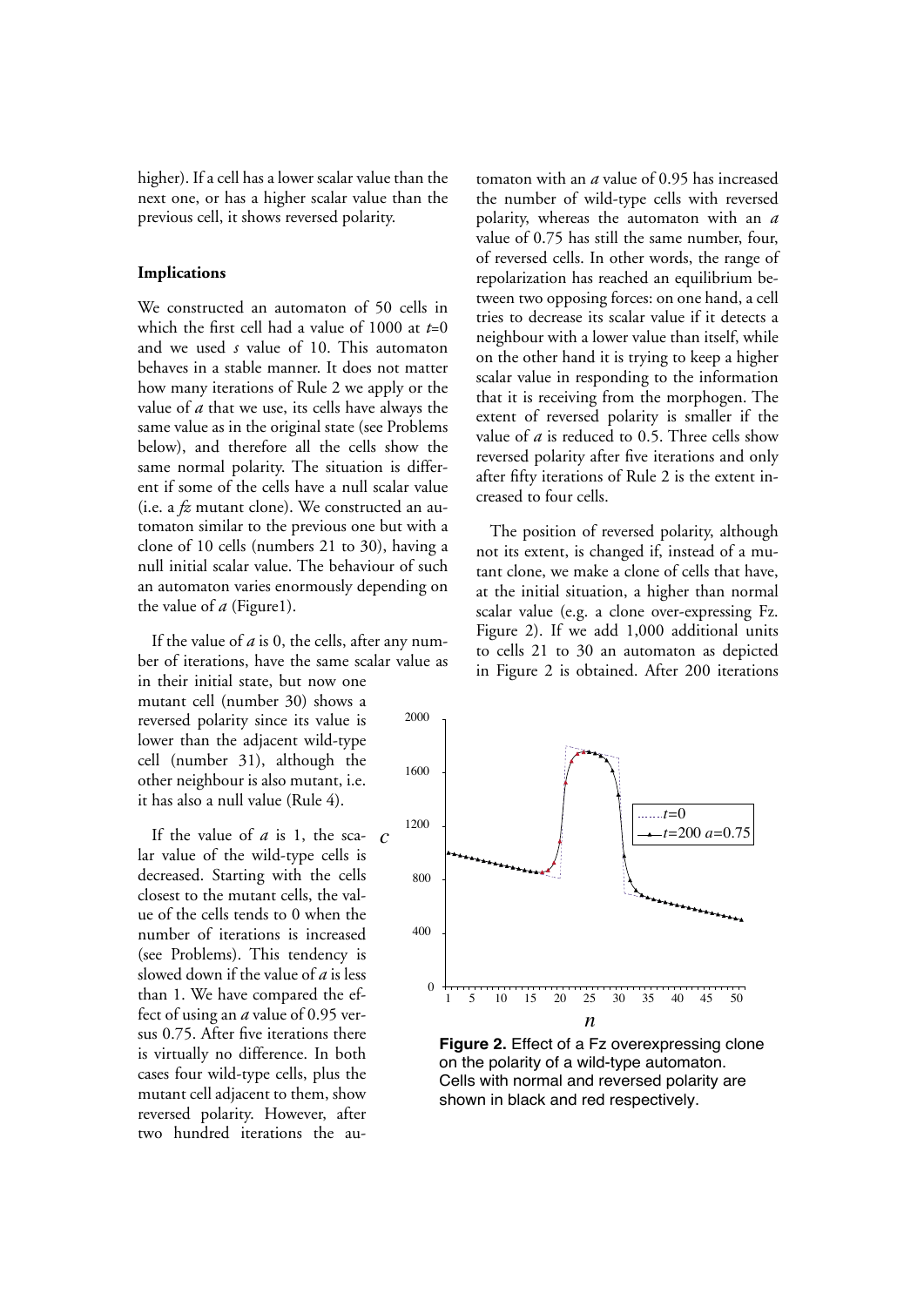higher). If a cell has a lower scalar value than the next one, or has a higher scalar value than the previous cell, it shows reversed polarity.

### Implications

We constructed an automaton of 50 cells in which the first cell had a value of 1000 at $t$=0 and we used $s$ value of 10. This automaton behaves in a stable manner. It does not matter how many iterations of Rule 2 we apply or the value of $a$ that we use, its cells have always the same value as in the original state (see Problems below), and therefore all the cells show the same normal polarity. The situation is different if some of the cells have a null scalar value (i.e. a *fz* mutant clone). We constructed an automaton similar to the previous one but with a clone of 10 cells (numbers 21 to 30), having a null initial scalar value. The behaviour of such an automaton varies enormously depending on the value of $a$ (Figure1).

If the value of $a$ is 0, the cells, after any number of iterations, have the same scalar value as in their initial state, but now one mutant cell (number 30) shows a reversed polarity since its value is lower than the adjacent wild-type cell (number 31), although the other neighbour is also mutant, i.e. it has also a null value (Rule 4).

If the value of $a$ is 1, the scalar value of the wild-type cells is decreased. Starting with the cells closest to the mutant cells, the value of the cells tends to 0 when the number of iterations is increased (see Problems). This tendency is slowed down if the value of $a$ is less than 1. We have compared the effect of using an $a$ value of 0.95 versus 0.75. After five iterations there is virtually no difference. In both cases four wild-type cells, plus the mutant cell adjacent to them, show reversed polarity. However, after two hundred iterations the automaton with an $a$ value of 0.95 has increased the number of wild-type cells with reversed polarity, whereas the automaton with an $a$ value of 0.75 has still the same number, four, of reversed cells. In other words, the range of repolarization has reached an equilibrium between two opposing forces: on one hand, a cell tries to decrease its scalar value if it detects a neighbour with a lower value than itself, while on the other hand it is trying to keep a higher scalar value in responding to the information that it is receiving from the morphogen. The extent of reversed polarity is smaller if the value of $a$ is reduced to 0.5. Three cells show reversed polarity after five iterations and only after fifty iterations of Rule 2 is the extent increased to four cells.

The position of reversed polarity, although not its extent, is changed if, instead of a mutant clone, we make a clone of cells that have, at the initial situation, a higher than normal scalar value (e.g. a clone over-expressing Fz. Figure 2). If we add 1,000 additional units to cells 21 to 30 an automaton as depicted in Figure 2 is obtained. After 200 iterations

**Figure 2.** Effect of a Fz overexpressing clone on the polarity of a wild-type automaton. Cells with normal and reversed polarity are shown in black and red respectively.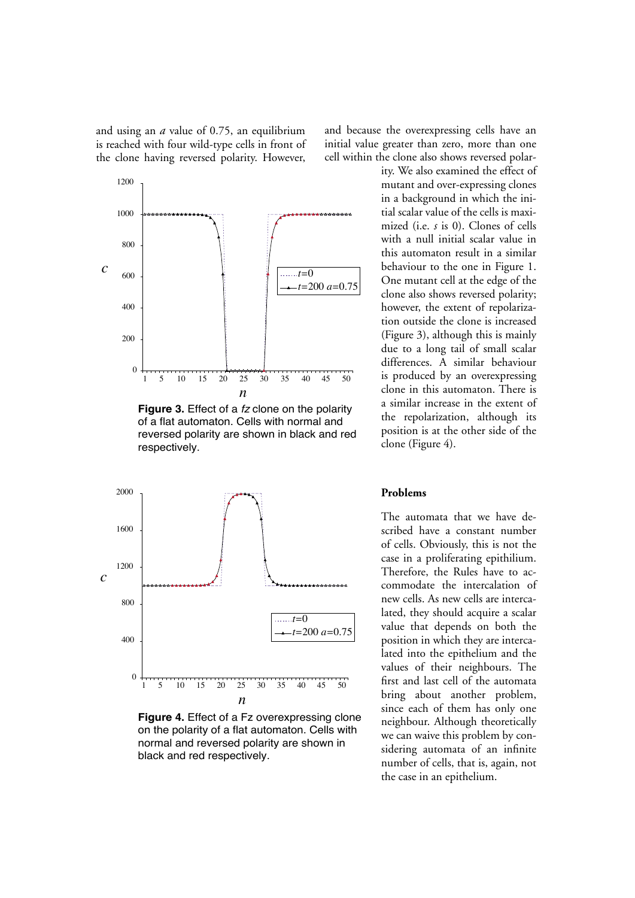and using an $a$ value of 0.75, an equilibrium is reached with four wild-type cells in front of the clone having reversed polarity. However, and because the overexpressing cells have an initial value greater than zero, more than one cell within the clone also shows reversed polarity. We also examined the effect of mutant and over-expressing clones in a background in which the initial scalar value of the cells is maximized (i.e. $s$ is 0). Clones of cells with a null initial scalar value in this automaton result in a similar behaviour to the one in Figure 1. One mutant cell at the edge of the clone also shows reversed polarity; however, the extent of repolarization outside the clone is increased (Figure 3), although this is mainly due to a long tail of small scalar differences. A similar behaviour is produced by an overexpressing clone in this automaton. There is a similar increase in the extent of the repolarization, although its position is at the other side of the clone (Figure 4).

1200
1000
800
$c$
600
400
200
0
1 5 10 15 20 25 30 35 40 45 50
$n$
$t$=0
$t$=200 $a$=0.75

**Figure 3.** Effect of a *fz* clone on the polarity of a flat automaton. Cells with normal and reversed polarity are shown in black and red respectively.

2000
1600
1200
$c$
800
400
0
1 5 10 15 20 25 30 35 40 45 50
$n$
$t$=0
$t$=200 $a$=0.75

**Figure 4.** Effect of a Fz overexpressing clone on the polarity of a flat automaton. Cells with normal and reversed polarity are shown in black and red respectively.

## Problems

The automata that we have described have a constant number of cells. Obviously, this is not the case in a proliferating epithilium. Therefore, the Rules have to accommodate the intercalation of new cells. As new cells are intercalated, they should acquire a scalar value that depends on both the position in which they are intercalated into the epithelium and the values of their neighbours. The first and last cell of the automata bring about another problem, since each of them has only one neighbour. Although theoretically we can waive this problem by considering automata of an infinite number of cells, that is, again, not the case in an epithelium.